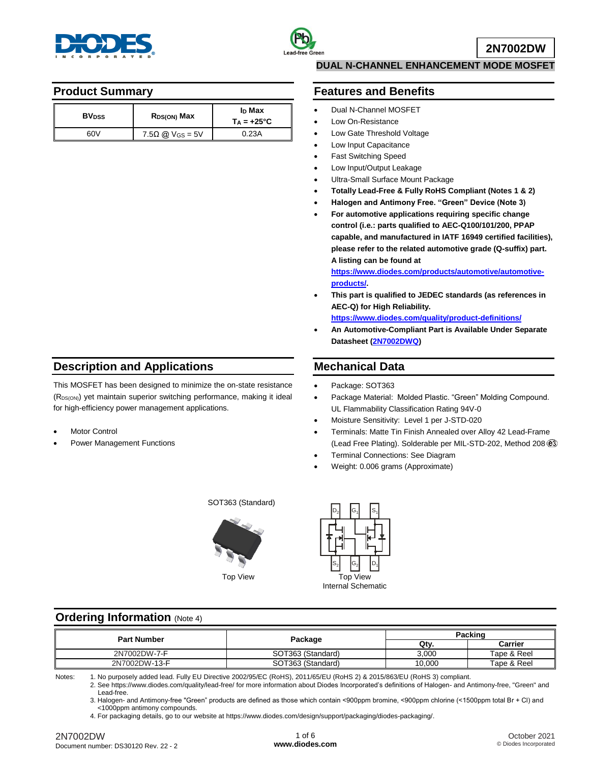# 2N7002DW

## DUAL N-CHANNEL ENHANCEMENT MODE MOSFET

## Product Summary

| $BV_{DSS}$ | $R_{DS(ON)}$ Max | $I_D$ Max $T_A = +25°C$ |
|---|---|---|
| 60V | 7.5Ω @ $V_{GS}$ = 5V | 0.23A |

## Features and Benefits

- Dual N-Channel MOSFET
- Low On-Resistance
- Low Gate Threshold Voltage
- Low Input Capacitance
- Fast Switching Speed
- Low Input/Output Leakage
- Ultra-Small Surface Mount Package
- **Totally Lead-Free & Fully RoHS Compliant (Notes 1 & 2)**
- **Halogen and Antimony Free. "Green" Device (Note 3)**
- **For automotive applications requiring specific change control (i.e.: parts qualified to AEC-Q100/101/200, PPAP capable, and manufactured in IATF 16949 certified facilities), please refer to the related automotive grade (Q-suffix) part. A listing can be found at https://www.diodes.com/products/automotive/automotive-products/.**
- **This part is qualified to JEDEC standards (as references in AEC-Q) for High Reliability. https://www.diodes.com/quality/product-definitions/**
- **An Automotive-Compliant Part is Available Under Separate Datasheet (2N7002DWQ)**

## Description and Applications

This MOSFET has been designed to minimize the on-state resistance ($R_{DS(ON)}$) yet maintain superior switching performance, making it ideal for high-efficiency power management applications.

- Motor Control
- Power Management Functions

## Mechanical Data

- Package: SOT363
- Package Material: Molded Plastic. "Green" Molding Compound. UL Flammability Classification Rating 94V-0
- Moisture Sensitivity: Level 1 per J-STD-020
- Terminals: Matte Tin Finish Annealed over Alloy 42 Lead-Frame (Lead Free Plating). Solderable per MIL-STD-202, Method 208 ⓔ3
- Terminal Connections: See Diagram
- Weight: 0.006 grams (Approximate)

SOT363 (Standard)

Top View

Top View
Internal Schematic

## Ordering Information (Note 4)

| Part Number | Package | Packing | |
|---|---|---|---|
| | | Qty. | Carrier |
| 2N7002DW-7-F | SOT363 (Standard) | 3,000 | Tape & Reel |
| 2N7002DW-13-F | SOT363 (Standard) | 10,000 | Tape & Reel |

Notes:
1. No purposely added lead. Fully EU Directive 2002/95/EC (RoHS), 2011/65/EU (RoHS 2) & 2015/863/EU (RoHS 3) compliant.
2. See https://www.diodes.com/quality/lead-free/ for more information about Diodes Incorporated's definitions of Halogen- and Antimony-free, "Green" and Lead-free.
3. Halogen- and Antimony-free "Green" products are defined as those which contain <900ppm bromine, <900ppm chlorine (<1500ppm total Br + Cl) and <1000ppm antimony compounds.
4. For packaging details, go to our website at https://www.diodes.com/design/support/packaging/diodes-packaging/.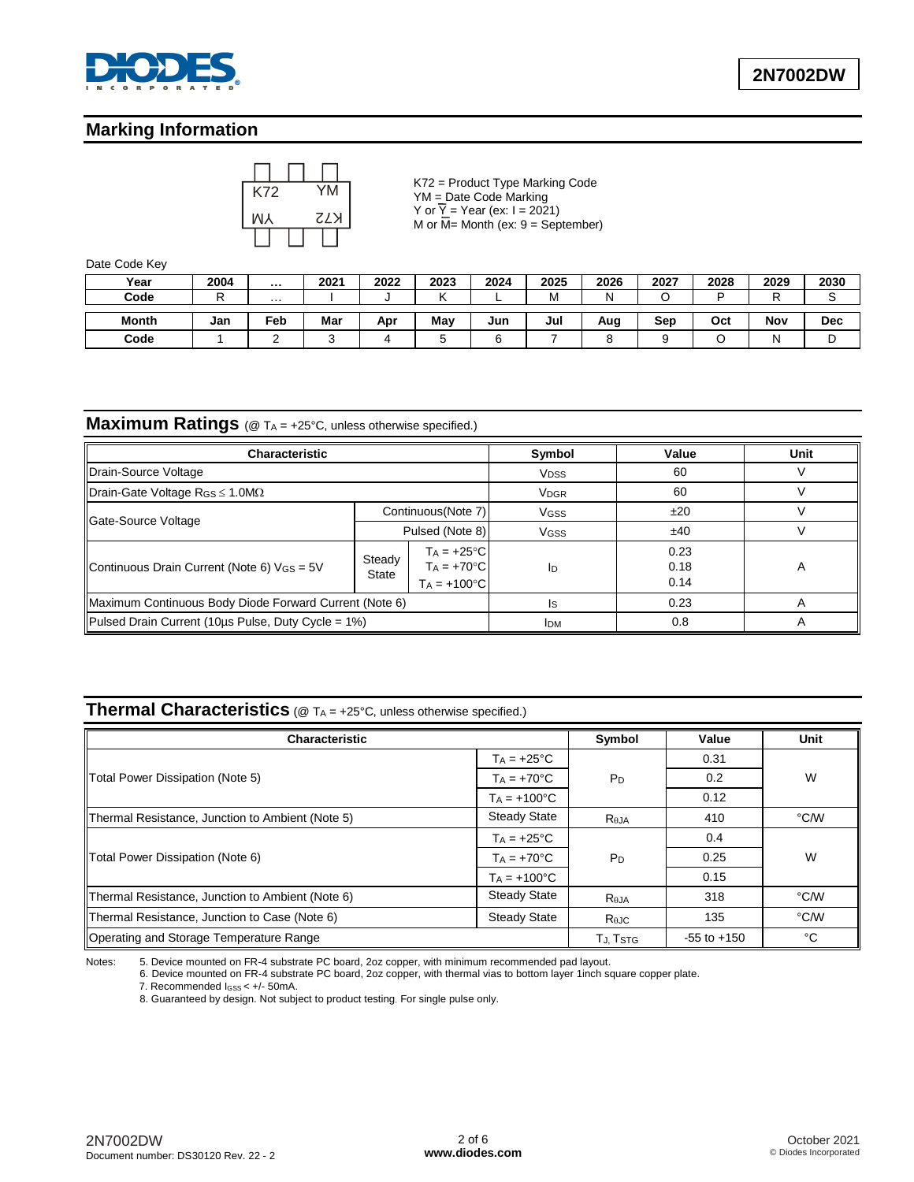## Marking Information

K72 = Product Type Marking Code
YM = Date Code Marking
Y or $\overline{Y}$ = Year (ex: I = 2021)
M or $\overline{M}$= Month (ex: 9 = September)

Date Code Key

| Year | 2004 | ... | 2021 | 2022 | 2023 | 2024 | 2025 | 2026 | 2027 | 2028 | 2029 | 2030 |
|---|---|---|---|---|---|---|---|---|---|---|---|---|
| Code | R | ... | I | J | K | L | M | N | O | P | R | S |

| Month | Jan | Feb | Mar | Apr | May | Jun | Jul | Aug | Sep | Oct | Nov | Dec |
|---|---|---|---|---|---|---|---|---|---|---|---|---|
| Code | 1 | 2 | 3 | 4 | 5 | 6 | 7 | 8 | 9 | O | N | D |

## Maximum Ratings (@ $T_A$ = +25°C, unless otherwise specified.)

| Characteristic | | | Symbol | Value | Unit |
|---|---|---|---|---|---|
| Drain-Source Voltage | | | $V_{DSS}$ | 60 | V |
| Drain-Gate Voltage $R_{GS} \leq 1.0M\Omega$ | | | $V_{DGR}$ | 60 | V |
| Gate-Source Voltage | Continuous(Note 7) | | $V_{GSS}$ | ±20 | V |
| | Pulsed (Note 8) | | $V_{GSS}$ | ±40 | V |
| Continuous Drain Current (Note 6) $V_{GS}$ = 5V | Steady State | $T_A$ = +25°C | $I_D$ | 0.23 | A |
| | | $T_A$ = +70°C | | 0.18 | |
| | | $T_A$ = +100°C | | 0.14 | |
| Maximum Continuous Body Diode Forward Current (Note 6) | | | $I_S$ | 0.23 | A |
| Pulsed Drain Current (10µs Pulse, Duty Cycle = 1%) | | | $I_{DM}$ | 0.8 | A |

## Thermal Characteristics (@ $T_A$ = +25°C, unless otherwise specified.)

| Characteristic | | Symbol | Value | Unit |
|---|---|---|---|---|
| Total Power Dissipation (Note 5) | $T_A$ = +25°C | $P_D$ | 0.31 | W |
| | $T_A$ = +70°C | | 0.2 | |
| | $T_A$ = +100°C | | 0.12 | |
| Thermal Resistance, Junction to Ambient (Note 5) | Steady State | $R_{\theta JA}$ | 410 | °C/W |
| Total Power Dissipation (Note 6) | $T_A$ = +25°C | $P_D$ | 0.4 | W |
| | $T_A$ = +70°C | | 0.25 | |
| | $T_A$ = +100°C | | 0.15 | |
| Thermal Resistance, Junction to Ambient (Note 6) | Steady State | $R_{\theta JA}$ | 318 | °C/W |
| Thermal Resistance, Junction to Case (Note 6) | Steady State | $R_{\theta JC}$ | 135 | °C/W |
| Operating and Storage Temperature Range | | $T_J, T_{STG}$ | -55 to +150 | °C |

Notes:
5. Device mounted on FR-4 substrate PC board, 2oz copper, with minimum recommended pad layout.
6. Device mounted on FR-4 substrate PC board, 2oz copper, with thermal vias to bottom layer 1inch square copper plate.
7. Recommended $I_{GSS}$ < +/- 50mA.
8. Guaranteed by design. Not subject to product testing. For single pulse only.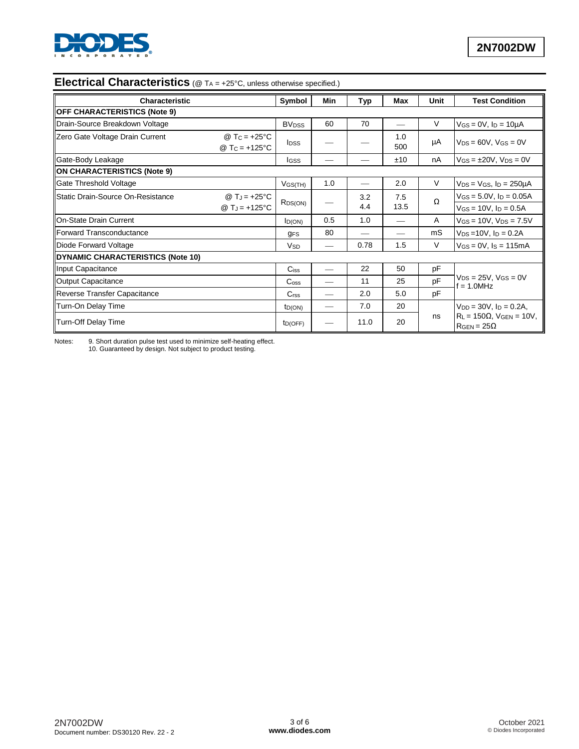## Electrical Characteristics (@ $T_A$ = +25°C, unless otherwise specified.)

| Characteristic | | Symbol | Min | Typ | Max | Unit | Test Condition |
|---|---|---|---|---|---|---|---|
| **OFF CHARACTERISTICS (Note 9)** | | | | | | | |
| Drain-Source Breakdown Voltage | | $BV_{DSS}$ | 60 | 70 | — | V | $V_{GS}$ = 0V, $I_D$ = 10µA |
| Zero Gate Voltage Drain Current | @ $T_C$ = +25°C<br>@ $T_C$ = +125°C | $I_{DSS}$ | — | — | 1.0<br>500 | µA | $V_{DS}$ = 60V, $V_{GS}$ = 0V |
| Gate-Body Leakage | | $I_{GSS}$ | — | — | ±10 | nA | $V_{GS}$ = ±20V, $V_{DS}$ = 0V |
| **ON CHARACTERISTICS (Note 9)** | | | | | | | |
| Gate Threshold Voltage | | $V_{GS(TH)}$ | 1.0 | — | 2.0 | V | $V_{DS}$ = $V_{GS}$, $I_D$ = 250µA |
| Static Drain-Source On-Resistance | @ $T_J$ = +25°C<br>@ $T_J$ = +125°C | $R_{DS(ON)}$ | — | 3.2<br>4.4 | 7.5<br>13.5 | Ω | $V_{GS}$ = 5.0V, $I_D$ = 0.05A<br>$V_{GS}$ = 10V, $I_D$ = 0.5A |
| On-State Drain Current | | $I_{D(ON)}$ | 0.5 | 1.0 | — | A | $V_{GS}$ = 10V, $V_{DS}$ = 7.5V |
| Forward Transconductance | | $g_{FS}$ | 80 | — | — | mS | $V_{DS}$ =10V, $I_D$ = 0.2A |
| Diode Forward Voltage | | $V_{SD}$ | — | 0.78 | 1.5 | V | $V_{GS}$ = 0V, $I_S$ = 115mA |
| **DYNAMIC CHARACTERISTICS (Note 10)** | | | | | | | |
| Input Capacitance | | $C_{iss}$ | — | 22 | 50 | pF | $V_{DS}$ = 25V, $V_{GS}$ = 0V<br>f = 1.0MHz |
| Output Capacitance | | $C_{oss}$ | — | 11 | 25 | pF | |
| Reverse Transfer Capacitance | | $C_{rss}$ | — | 2.0 | 5.0 | pF | |
| Turn-On Delay Time | | $t_{D(ON)}$ | — | 7.0 | 20 | ns | $V_{DD}$ = 30V, $I_D$ = 0.2A,<br>$R_L$ = 150Ω, $V_{GEN}$ = 10V,<br>$R_{GEN}$ = 25Ω |
| Turn-Off Delay Time | | $t_{D(OFF)}$ | — | 11.0 | 20 | | |

Notes: 9. Short duration pulse test used to minimize self-heating effect.
10. Guaranteed by design. Not subject to product testing.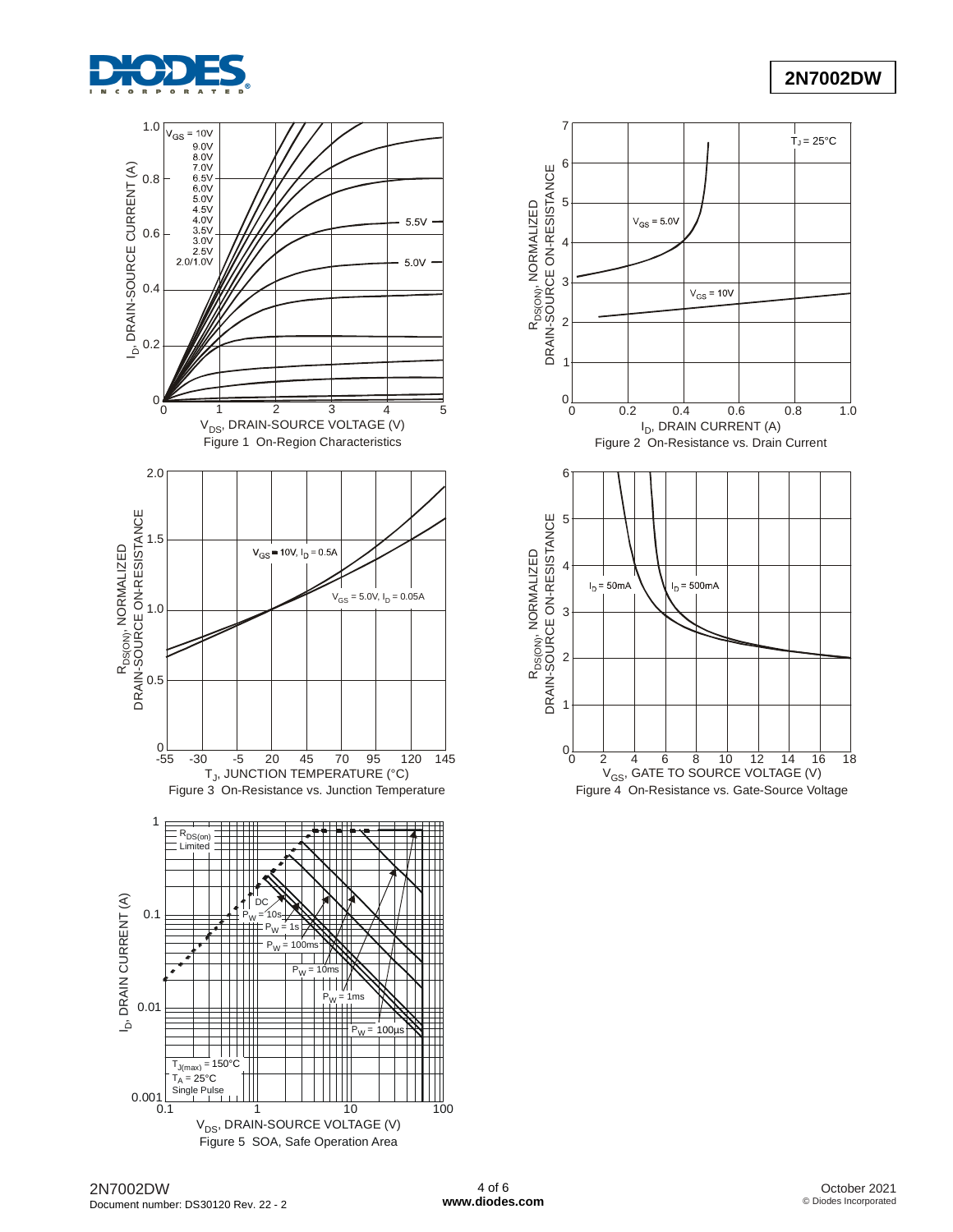Figure 1 On-Region Characteristics

Figure 2 On-Resistance vs. Drain Current

Figure 3 On-Resistance vs. Junction Temperature

Figure 4 On-Resistance vs. Gate-Source Voltage

Figure 5 SOA, Safe Operation Area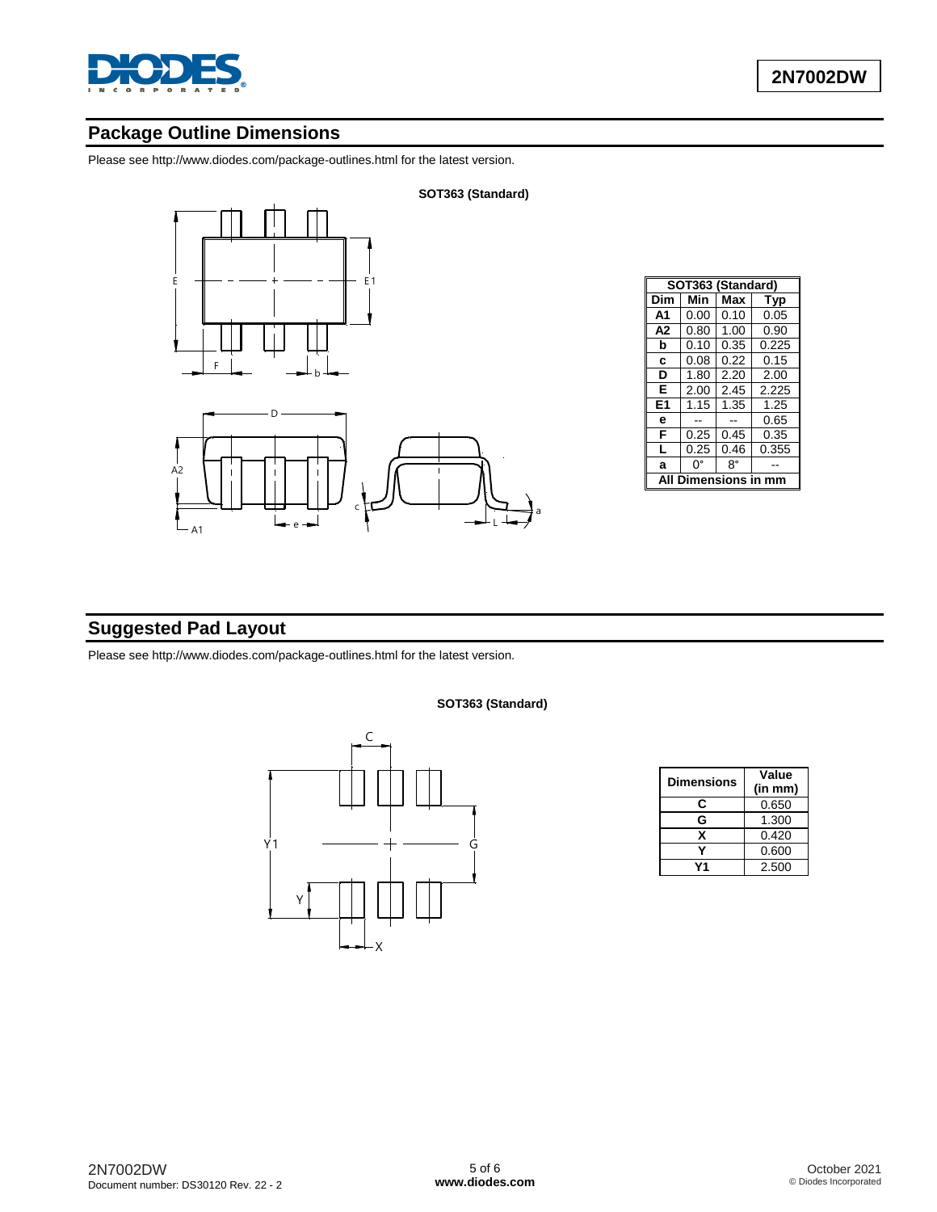## Package Outline Dimensions

Please see http://www.diodes.com/package-outlines.html for the latest version.

**SOT363 (Standard)**

| SOT363 (Standard) | | | |
|---|---|---|---|
| **Dim** | **Min** | **Max** | **Typ** |
| **A1** | 0.00 | 0.10 | 0.05 |
| **A2** | 0.80 | 1.00 | 0.90 |
| **b** | 0.10 | 0.35 | 0.225 |
| **c** | 0.08 | 0.22 | 0.15 |
| **D** | 1.80 | 2.20 | 2.00 |
| **E** | 2.00 | 2.45 | 2.225 |
| **E1** | 1.15 | 1.35 | 1.25 |
| **e** | -- | -- | 0.65 |
| **F** | 0.25 | 0.45 | 0.35 |
| **L** | 0.25 | 0.46 | 0.355 |
| **a** | 0° | 8° | -- |
| **All Dimensions in mm** | | | |

## Suggested Pad Layout

Please see http://www.diodes.com/package-outlines.html for the latest version.

**SOT363 (Standard)**

| Dimensions | Value (in mm) |
|---|---|
| **C** | 0.650 |
| **G** | 1.300 |
| **X** | 0.420 |
| **Y** | 0.600 |
| **Y1** | 2.500 |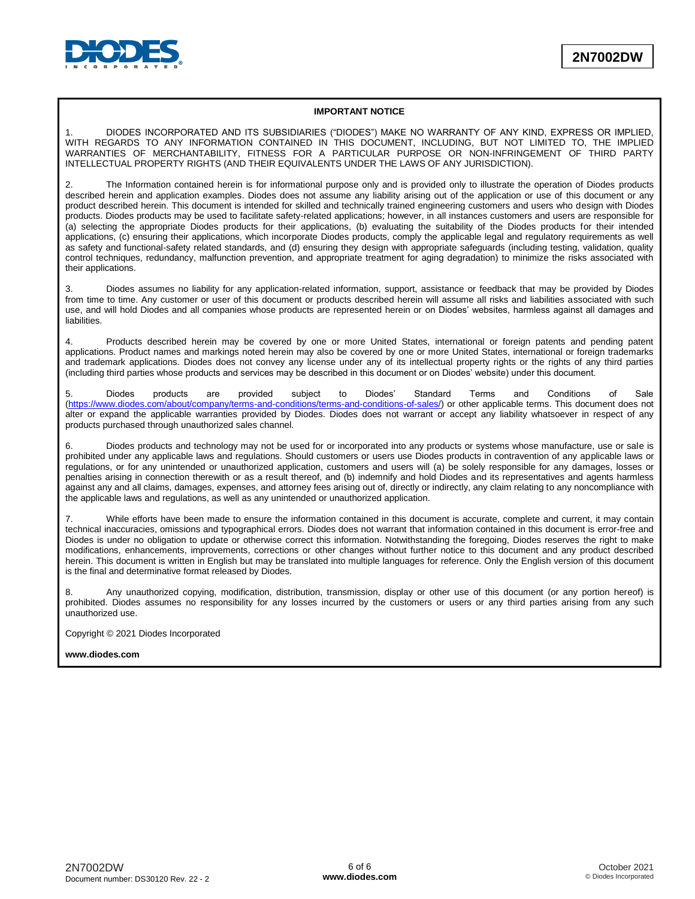**IMPORTANT NOTICE**

1. DIODES INCORPORATED AND ITS SUBSIDIARIES ("DIODES") MAKE NO WARRANTY OF ANY KIND, EXPRESS OR IMPLIED, WITH REGARDS TO ANY INFORMATION CONTAINED IN THIS DOCUMENT, INCLUDING, BUT NOT LIMITED TO, THE IMPLIED WARRANTIES OF MERCHANTABILITY, FITNESS FOR A PARTICULAR PURPOSE OR NON-INFRINGEMENT OF THIRD PARTY INTELLECTUAL PROPERTY RIGHTS (AND THEIR EQUIVALENTS UNDER THE LAWS OF ANY JURISDICTION).

2. The Information contained herein is for informational purpose only and is provided only to illustrate the operation of Diodes products described herein and application examples. Diodes does not assume any liability arising out of the application or use of this document or any product described herein. This document is intended for skilled and technically trained engineering customers and users who design with Diodes products. Diodes products may be used to facilitate safety-related applications; however, in all instances customers and users are responsible for (a) selecting the appropriate Diodes products for their applications, (b) evaluating the suitability of the Diodes products for their intended applications, (c) ensuring their applications, which incorporate Diodes products, comply the applicable legal and regulatory requirements as well as safety and functional-safety related standards, and (d) ensuring they design with appropriate safeguards (including testing, validation, quality control techniques, redundancy, malfunction prevention, and appropriate treatment for aging degradation) to minimize the risks associated with their applications.

3. Diodes assumes no liability for any application-related information, support, assistance or feedback that may be provided by Diodes from time to time. Any customer or user of this document or products described herein will assume all risks and liabilities associated with such use, and will hold Diodes and all companies whose products are represented herein or on Diodes' websites, harmless against all damages and liabilities.

4. Products described herein may be covered by one or more United States, international or foreign patents and pending patent applications. Product names and markings noted herein may also be covered by one or more United States, international or foreign trademarks and trademark applications. Diodes does not convey any license under any of its intellectual property rights or the rights of any third parties (including third parties whose products and services may be described in this document or on Diodes' website) under this document.

5. Diodes products are provided subject to Diodes' Standard Terms and Conditions of Sale (https://www.diodes.com/about/company/terms-and-conditions/terms-and-conditions-of-sales/) or other applicable terms. This document does not alter or expand the applicable warranties provided by Diodes. Diodes does not warrant or accept any liability whatsoever in respect of any products purchased through unauthorized sales channel.

6. Diodes products and technology may not be used for or incorporated into any products or systems whose manufacture, use or sale is prohibited under any applicable laws and regulations. Should customers or users use Diodes products in contravention of any applicable laws or regulations, or for any unintended or unauthorized application, customers and users will (a) be solely responsible for any damages, losses or penalties arising in connection therewith or as a result thereof, and (b) indemnify and hold Diodes and its representatives and agents harmless against any and all claims, damages, expenses, and attorney fees arising out of, directly or indirectly, any claim relating to any noncompliance with the applicable laws and regulations, as well as any unintended or unauthorized application.

7. While efforts have been made to ensure the information contained in this document is accurate, complete and current, it may contain technical inaccuracies, omissions and typographical errors. Diodes does not warrant that information contained in this document is error-free and Diodes is under no obligation to update or otherwise correct this information. Notwithstanding the foregoing, Diodes reserves the right to make modifications, enhancements, improvements, corrections or other changes without further notice to this document and any product described herein. This document is written in English but may be translated into multiple languages for reference. Only the English version of this document is the final and determinative format released by Diodes.

8. Any unauthorized copying, modification, distribution, transmission, display or other use of this document (or any portion hereof) is prohibited. Diodes assumes no responsibility for any losses incurred by the customers or users or any third parties arising from any such unauthorized use.

Copyright © 2021 Diodes Incorporated

**www.diodes.com**